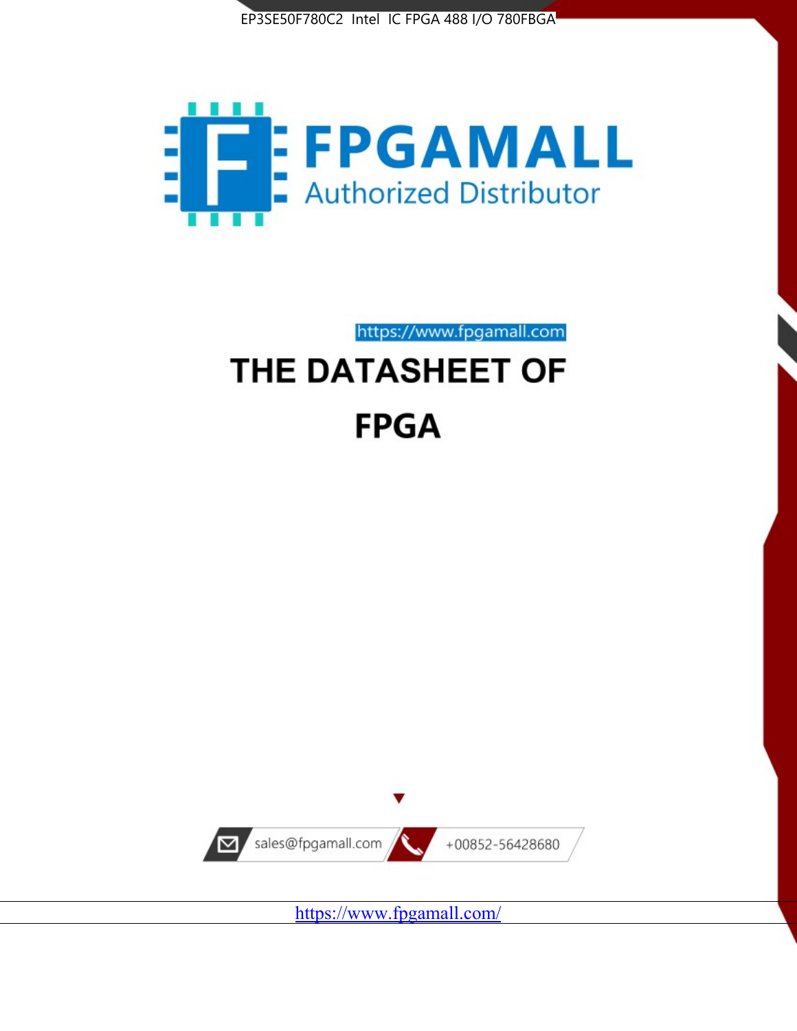EP3SE50F780C2 Intel IC FPGA 488 I/O 780FBGA

FPGAMALL

Authorized Distributor

https://www.fpgamall.com

# THE DATASHEET OF

# FPGA

sales@fpgamall.com

+00852-56428680

https://www.fpgamall.com/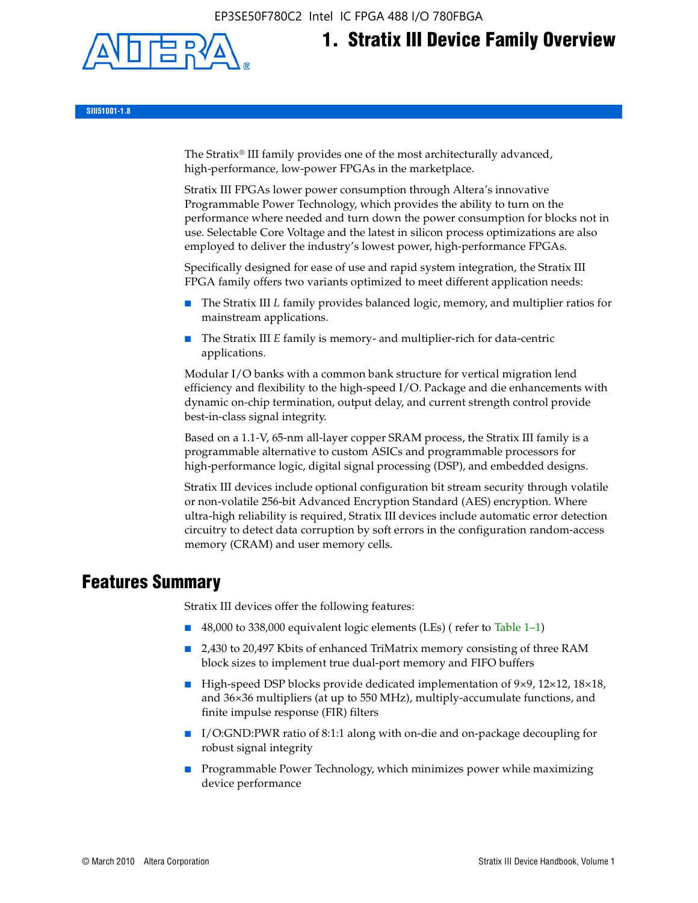# 1. Stratix III Device Family Overview

SIII51001-1.8

The Stratix® III family provides one of the most architecturally advanced, high-performance, low-power FPGAs in the marketplace.

Stratix III FPGAs lower power consumption through Altera's innovative Programmable Power Technology, which provides the ability to turn on the performance where needed and turn down the power consumption for blocks not in use. Selectable Core Voltage and the latest in silicon process optimizations are also employed to deliver the industry's lowest power, high-performance FPGAs.

Specifically designed for ease of use and rapid system integration, the Stratix III FPGA family offers two variants optimized to meet different application needs:

- The Stratix III *L* family provides balanced logic, memory, and multiplier ratios for mainstream applications.
- The Stratix III *E* family is memory- and multiplier-rich for data-centric applications.

Modular I/O banks with a common bank structure for vertical migration lend efficiency and flexibility to the high-speed I/O. Package and die enhancements with dynamic on-chip termination, output delay, and current strength control provide best-in-class signal integrity.

Based on a 1.1-V, 65-nm all-layer copper SRAM process, the Stratix III family is a programmable alternative to custom ASICs and programmable processors for high-performance logic, digital signal processing (DSP), and embedded designs.

Stratix III devices include optional configuration bit stream security through volatile or non-volatile 256-bit Advanced Encryption Standard (AES) encryption. Where ultra-high reliability is required, Stratix III devices include automatic error detection circuitry to detect data corruption by soft errors in the configuration random-access memory (CRAM) and user memory cells.

## Features Summary

Stratix III devices offer the following features:

- 48,000 to 338,000 equivalent logic elements (LEs) ( refer to Table 1–1)
- 2,430 to 20,497 Kbits of enhanced TriMatrix memory consisting of three RAM block sizes to implement true dual-port memory and FIFO buffers
- High-speed DSP blocks provide dedicated implementation of 9×9, 12×12, 18×18, and 36×36 multipliers (at up to 550 MHz), multiply-accumulate functions, and finite impulse response (FIR) filters
- I/O:GND:PWR ratio of 8:1:1 along with on-die and on-package decoupling for robust signal integrity
- Programmable Power Technology, which minimizes power while maximizing device performance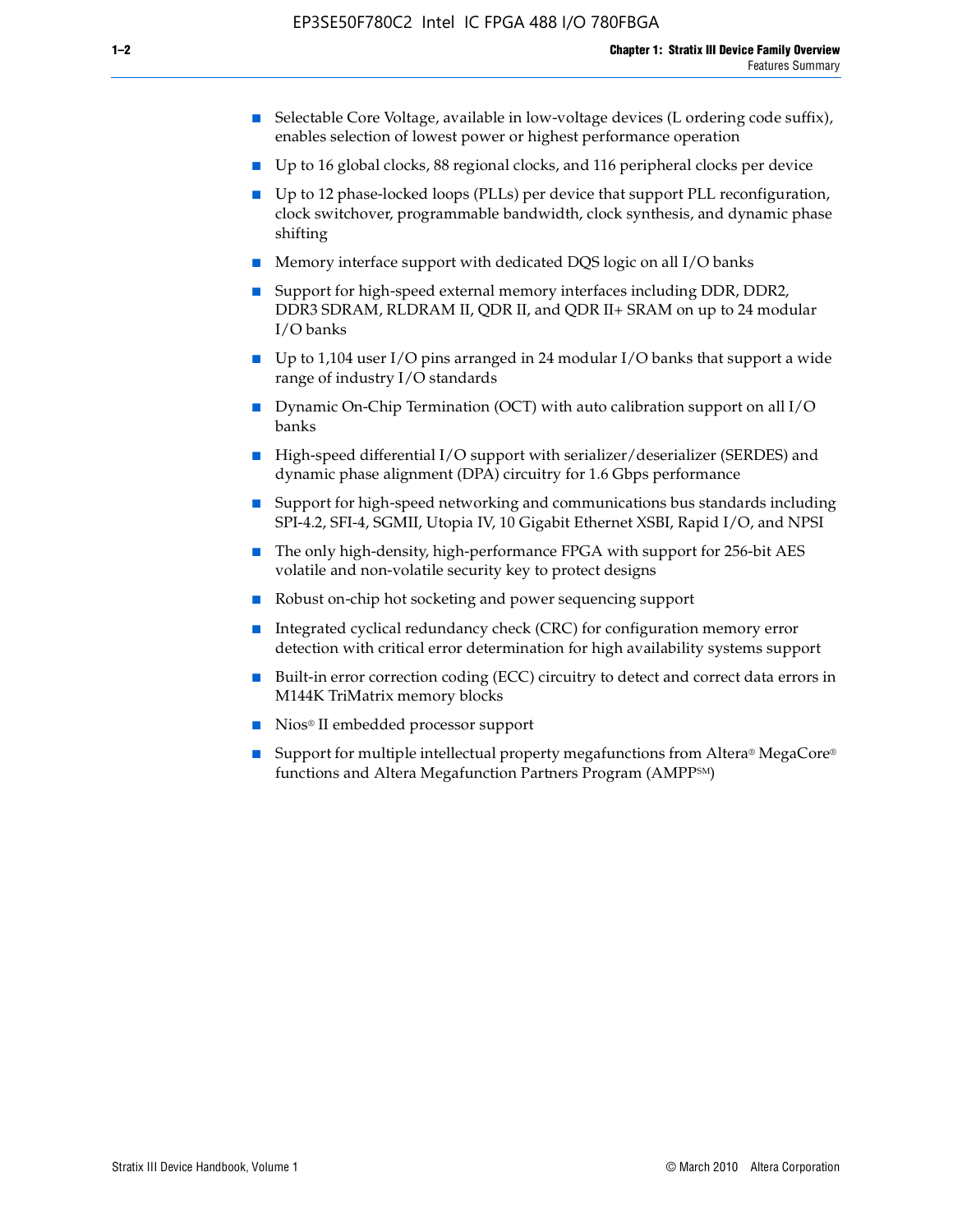- Selectable Core Voltage, available in low-voltage devices (L ordering code suffix), enables selection of lowest power or highest performance operation
- Up to 16 global clocks, 88 regional clocks, and 116 peripheral clocks per device
- Up to 12 phase-locked loops (PLLs) per device that support PLL reconfiguration, clock switchover, programmable bandwidth, clock synthesis, and dynamic phase shifting
- Memory interface support with dedicated DQS logic on all I/O banks
- Support for high-speed external memory interfaces including DDR, DDR2, DDR3 SDRAM, RLDRAM II, QDR II, and QDR II+ SRAM on up to 24 modular I/O banks
- Up to 1,104 user I/O pins arranged in 24 modular I/O banks that support a wide range of industry I/O standards
- Dynamic On-Chip Termination (OCT) with auto calibration support on all I/O banks
- High-speed differential I/O support with serializer/deserializer (SERDES) and dynamic phase alignment (DPA) circuitry for 1.6 Gbps performance
- Support for high-speed networking and communications bus standards including SPI-4.2, SFI-4, SGMII, Utopia IV, 10 Gigabit Ethernet XSBI, Rapid I/O, and NPSI
- The only high-density, high-performance FPGA with support for 256-bit AES volatile and non-volatile security key to protect designs
- Robust on-chip hot socketing and power sequencing support
- Integrated cyclical redundancy check (CRC) for configuration memory error detection with critical error determination for high availability systems support
- Built-in error correction coding (ECC) circuitry to detect and correct data errors in M144K TriMatrix memory blocks
- Nios® II embedded processor support
- Support for multiple intellectual property megafunctions from Altera® MegaCore® functions and Altera Megafunction Partners Program (AMPP℠)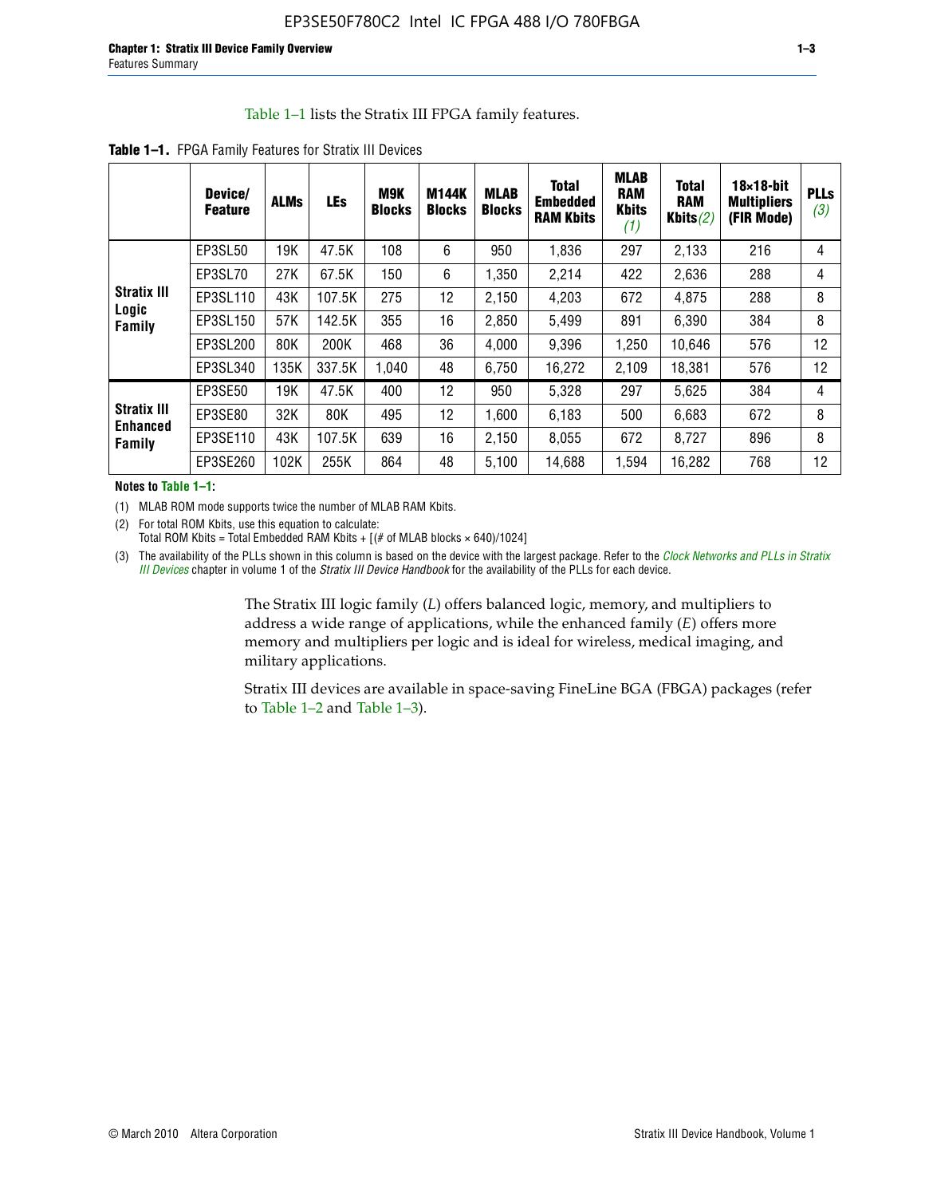Table 1–1 lists the Stratix III FPGA family features.

**Table 1–1.** FPGA Family Features for Stratix III Devices

| | Device/ Feature | ALMs | LEs | M9K Blocks | M144K Blocks | MLAB Blocks | Total Embedded RAM Kbits | MLAB RAM Kbits (1) | Total RAM Kbits (2) | 18×18-bit Multipliers (FIR Mode) | PLLs (3) |
|---|---|---|---|---|---|---|---|---|---|---|---|
| Stratix III Logic Family | EP3SL50 | 19K | 47.5K | 108 | 6 | 950 | 1,836 | 297 | 2,133 | 216 | 4 |
| | EP3SL70 | 27K | 67.5K | 150 | 6 | 1,350 | 2,214 | 422 | 2,636 | 288 | 4 |
| | EP3SL110 | 43K | 107.5K | 275 | 12 | 2,150 | 4,203 | 672 | 4,875 | 288 | 8 |
| | EP3SL150 | 57K | 142.5K | 355 | 16 | 2,850 | 5,499 | 891 | 6,390 | 384 | 8 |
| | EP3SL200 | 80K | 200K | 468 | 36 | 4,000 | 9,396 | 1,250 | 10,646 | 576 | 12 |
| | EP3SL340 | 135K | 337.5K | 1,040 | 48 | 6,750 | 16,272 | 2,109 | 18,381 | 576 | 12 |
| Stratix III Enhanced Family | EP3SE50 | 19K | 47.5K | 400 | 12 | 950 | 5,328 | 297 | 5,625 | 384 | 4 |
| | EP3SE80 | 32K | 80K | 495 | 12 | 1,600 | 6,183 | 500 | 6,683 | 672 | 8 |
| | EP3SE110 | 43K | 107.5K | 639 | 16 | 2,150 | 8,055 | 672 | 8,727 | 896 | 8 |
| | EP3SE260 | 102K | 255K | 864 | 48 | 5,100 | 14,688 | 1,594 | 16,282 | 768 | 12 |

**Notes to Table 1–1:**

(1) MLAB ROM mode supports twice the number of MLAB RAM Kbits.

(2) For total ROM Kbits, use this equation to calculate:
Total ROM Kbits = Total Embedded RAM Kbits + [(# of MLAB blocks × 640)/1024]

(3) The availability of the PLLs shown in this column is based on the device with the largest package. Refer to the *Clock Networks and PLLs in Stratix III Devices* chapter in volume 1 of the *Stratix III Device Handbook* for the availability of the PLLs for each device.

The Stratix III logic family (*L*) offers balanced logic, memory, and multipliers to address a wide range of applications, while the enhanced family (*E*) offers more memory and multipliers per logic and is ideal for wireless, medical imaging, and military applications.

Stratix III devices are available in space-saving FineLine BGA (FBGA) packages (refer to Table 1–2 and Table 1–3).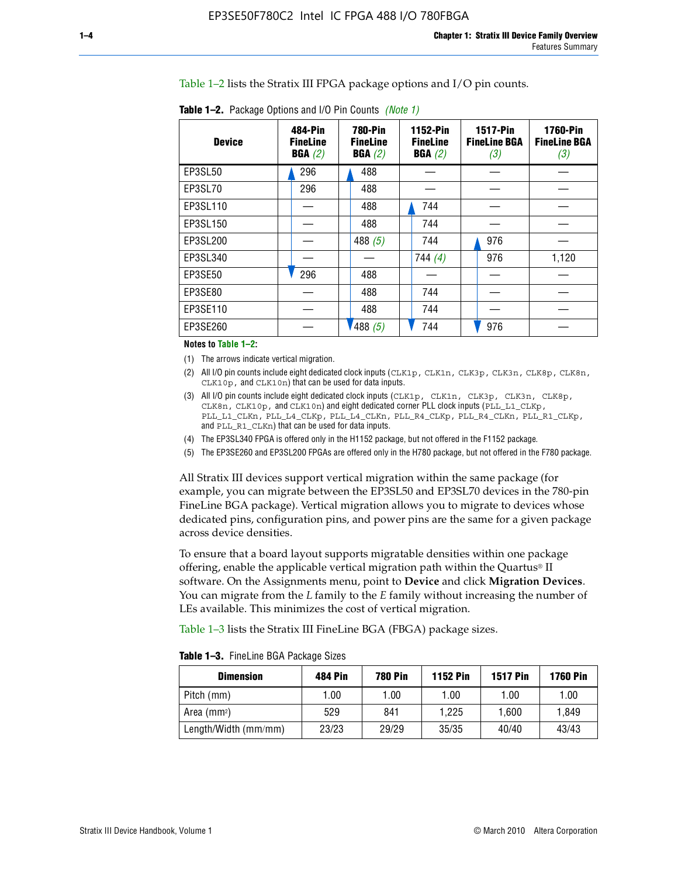Table 1–2 lists the Stratix III FPGA package options and I/O pin counts.

**Table 1–2.** Package Options and I/O Pin Counts *(Note 1)*

| Device | 484-Pin FineLine BGA *(2)* | 780-Pin FineLine BGA *(2)* | 1152-Pin FineLine BGA *(2)* | 1517-Pin FineLine BGA *(3)* | 1760-Pin FineLine BGA *(3)* |
|---|---|---|---|---|---|
| EP3SL50 | 296 | 488 | — | — | — |
| EP3SL70 | 296 | 488 | — | — | — |
| EP3SL110 | — | 488 | 744 | — | — |
| EP3SL150 | — | 488 | 744 | — | — |
| EP3SL200 | — | 488 *(5)* | 744 | 976 | — |
| EP3SL340 | — | — | 744 *(4)* | 976 | 1,120 |
| EP3SE50 | 296 | 488 | — | — | — |
| EP3SE80 | — | 488 | 744 | — | — |
| EP3SE110 | — | 488 | 744 | — | — |
| EP3SE260 | — | 488 *(5)* | 744 | 976 | — |

**Notes to Table 1–2:**

(1) The arrows indicate vertical migration.

(2) All I/O pin counts include eight dedicated clock inputs (CLK1p, CLK1n, CLK3p, CLK3n, CLK8p, CLK8n, CLK10p, and CLK10n) that can be used for data inputs.

(3) All I/O pin counts include eight dedicated clock inputs (CLK1p, CLK1n, CLK3p, CLK3n, CLK8p, CLK8n, CLK10p, and CLK10n) and eight dedicated corner PLL clock inputs (PLL_L1_CLKp, PLL_L1_CLKn, PLL_L4_CLKp, PLL_L4_CLKn, PLL_R4_CLKp, PLL_R4_CLKn, PLL_R1_CLKp, and PLL_R1_CLKn) that can be used for data inputs.

(4) The EP3SL340 FPGA is offered only in the H1152 package, but not offered in the F1152 package.

(5) The EP3SE260 and EP3SL200 FPGAs are offered only in the H780 package, but not offered in the F780 package.

All Stratix III devices support vertical migration within the same package (for example, you can migrate between the EP3SL50 and EP3SL70 devices in the 780-pin FineLine BGA package). Vertical migration allows you to migrate to devices whose dedicated pins, configuration pins, and power pins are the same for a given package across device densities.

To ensure that a board layout supports migratable densities within one package offering, enable the applicable vertical migration path within the Quartus® II software. On the Assignments menu, point to **Device** and click **Migration Devices**. You can migrate from the *L* family to the *E* family without increasing the number of LEs available. This minimizes the cost of vertical migration.

Table 1–3 lists the Stratix III FineLine BGA (FBGA) package sizes.

**Table 1–3.** FineLine BGA Package Sizes

| Dimension | 484 Pin | 780 Pin | 1152 Pin | 1517 Pin | 1760 Pin |
|---|---|---|---|---|---|
| Pitch (mm) | 1.00 | 1.00 | 1.00 | 1.00 | 1.00 |
| Area ($mm^2$) | 529 | 841 | 1,225 | 1,600 | 1,849 |
| Length/Width (mm/mm) | 23/23 | 29/29 | 35/35 | 40/40 | 43/43 |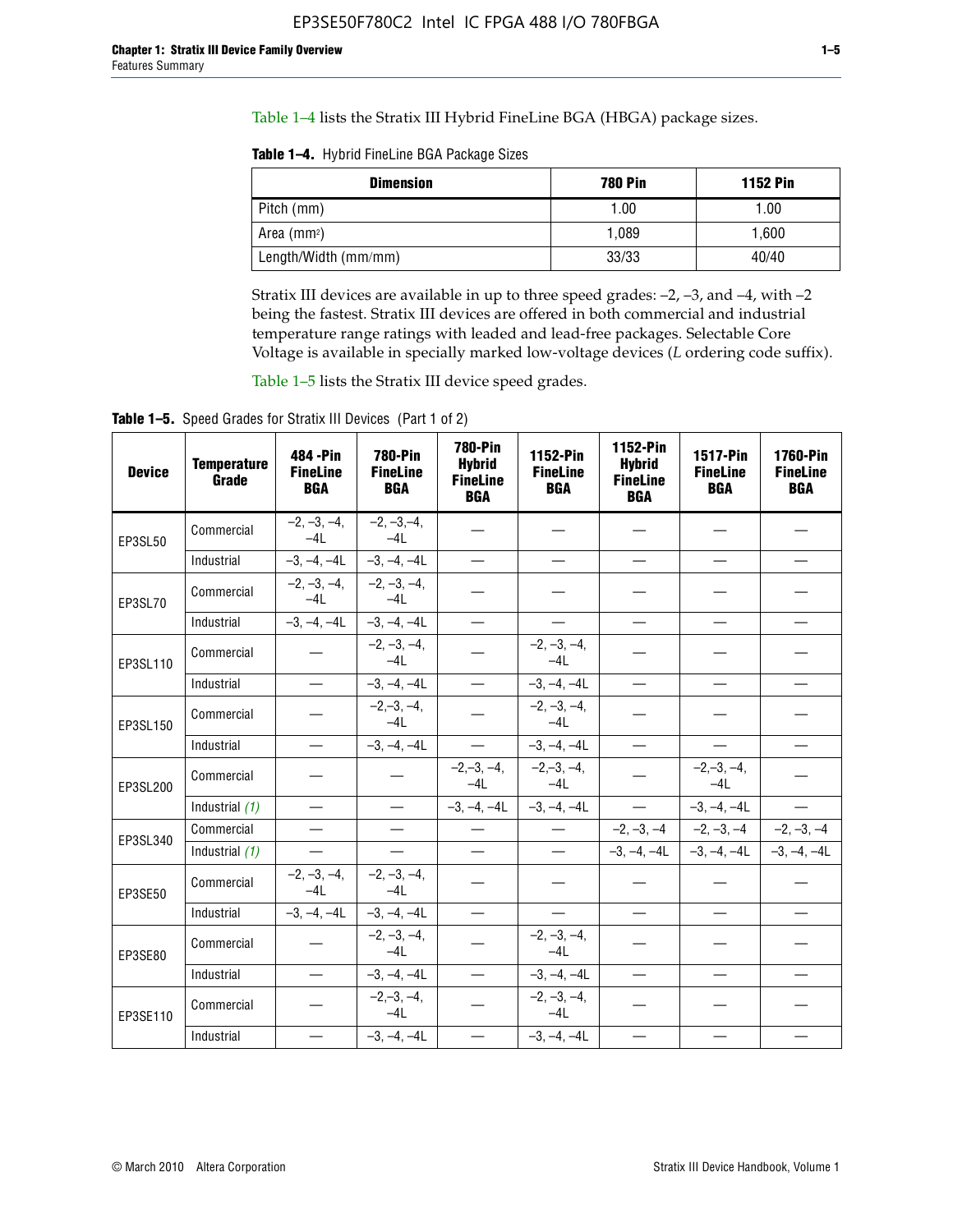Table 1–4 lists the Stratix III Hybrid FineLine BGA (HBGA) package sizes.

**Table 1–4.** Hybrid FineLine BGA Package Sizes

| Dimension | 780 Pin | 1152 Pin |
|---|---|---|
| Pitch (mm) | 1.00 | 1.00 |
| Area ($mm^2$) | 1,089 | 1,600 |
| Length/Width (mm/mm) | 33/33 | 40/40 |

Stratix III devices are available in up to three speed grades: –2, –3, and –4, with –2 being the fastest. Stratix III devices are offered in both commercial and industrial temperature range ratings with leaded and lead-free packages. Selectable Core Voltage is available in specially marked low-voltage devices (*L* ordering code suffix).

Table 1–5 lists the Stratix III device speed grades.

**Table 1–5.** Speed Grades for Stratix III Devices (Part 1 of 2)

| Device | Temperature Grade | 484 -Pin FineLine BGA | 780-Pin FineLine BGA | 780-Pin Hybrid FineLine BGA | 1152-Pin FineLine BGA | 1152-Pin Hybrid FineLine BGA | 1517-Pin FineLine BGA | 1760-Pin FineLine BGA |
|---|---|---|---|---|---|---|---|---|
| EP3SL50 | Commercial | –2, –3, –4, –4L | –2, –3,–4, –4L | — | — | — | — | — |
| | Industrial | –3, –4, –4L | –3, –4, –4L | — | — | — | — | — |
| EP3SL70 | Commercial | –2, –3, –4, –4L | –2, –3, –4, –4L | — | — | — | — | — |
| | Industrial | –3, –4, –4L | –3, –4, –4L | — | — | — | — | — |
| EP3SL110 | Commercial | — | –2, –3, –4, –4L | — | –2, –3, –4, –4L | — | — | — |
| | Industrial | — | –3, –4, –4L | — | –3, –4, –4L | — | — | — |
| EP3SL150 | Commercial | — | –2,–3, –4, –4L | — | –2, –3, –4, –4L | — | — | — |
| | Industrial | — | –3, –4, –4L | — | –3, –4, –4L | — | — | — |
| EP3SL200 | Commercial | — | — | –2,–3, –4, –4L | –2,–3, –4, –4L | — | –2,–3, –4, –4L | — |
| | Industrial *(1)* | — | — | –3, –4, –4L | –3, –4, –4L | — | –3, –4, –4L | — |
| EP3SL340 | Commercial | — | — | — | — | –2, –3, –4 | –2, –3, –4 | –2, –3, –4 |
| | Industrial *(1)* | — | — | — | — | –3, –4, –4L | –3, –4, –4L | –3, –4, –4L |
| EP3SE50 | Commercial | –2, –3, –4, –4L | –2, –3, –4, –4L | — | — | — | — | — |
| | Industrial | –3, –4, –4L | –3, –4, –4L | — | — | — | — | — |
| EP3SE80 | Commercial | — | –2, –3, –4, –4L | — | –2, –3, –4, –4L | — | — | — |
| | Industrial | — | –3, –4, –4L | — | –3, –4, –4L | — | — | — |
| EP3SE110 | Commercial | — | –2,–3, –4, –4L | — | –2, –3, –4, –4L | — | — | — |
| | Industrial | — | –3, –4, –4L | — | –3, –4, –4L | — | — | — |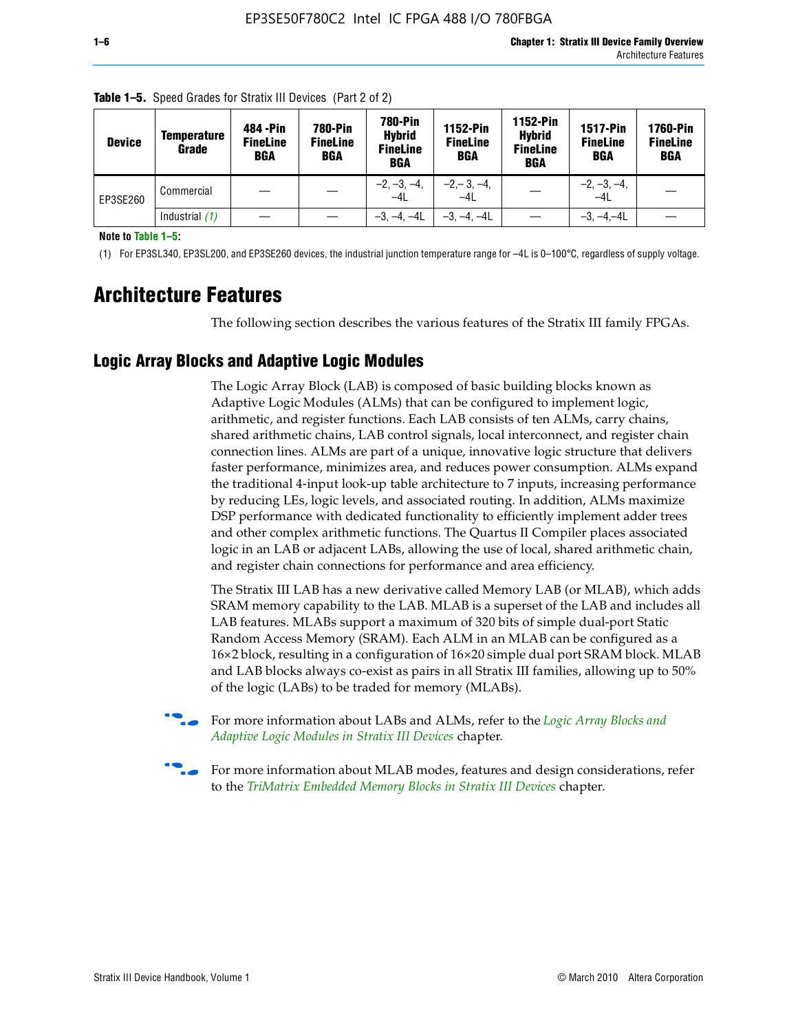**Table 1–5.** Speed Grades for Stratix III Devices (Part 2 of 2)

| Device | Temperature Grade | 484 -Pin FineLine BGA | 780-Pin FineLine BGA | 780-Pin Hybrid FineLine BGA | 1152-Pin FineLine BGA | 1152-Pin Hybrid FineLine BGA | 1517-Pin FineLine BGA | 1760-Pin FineLine BGA |
|---|---|---|---|---|---|---|---|---|
| EP3SE260 | Commercial | — | — | –2, –3, –4, –4L | –2,– 3, –4, –4L | — | –2, –3, –4, –4L | — |
| | Industrial *(1)* | — | — | –3, –4, –4L | –3, –4, –4L | — | –3, –4,–4L | — |

**Note to Table 1–5:**

(1) For EP3SL340, EP3SL200, and EP3SE260 devices, the industrial junction temperature range for –4L is 0–100°C, regardless of supply voltage.

# Architecture Features

The following section describes the various features of the Stratix III family FPGAs.

## Logic Array Blocks and Adaptive Logic Modules

The Logic Array Block (LAB) is composed of basic building blocks known as Adaptive Logic Modules (ALMs) that can be configured to implement logic, arithmetic, and register functions. Each LAB consists of ten ALMs, carry chains, shared arithmetic chains, LAB control signals, local interconnect, and register chain connection lines. ALMs are part of a unique, innovative logic structure that delivers faster performance, minimizes area, and reduces power consumption. ALMs expand the traditional 4-input look-up table architecture to 7 inputs, increasing performance by reducing LEs, logic levels, and associated routing. In addition, ALMs maximize DSP performance with dedicated functionality to efficiently implement adder trees and other complex arithmetic functions. The Quartus II Compiler places associated logic in an LAB or adjacent LABs, allowing the use of local, shared arithmetic chain, and register chain connections for performance and area efficiency.

The Stratix III LAB has a new derivative called Memory LAB (or MLAB), which adds SRAM memory capability to the LAB. MLAB is a superset of the LAB and includes all LAB features. MLABs support a maximum of 320 bits of simple dual-port Static Random Access Memory (SRAM). Each ALM in an MLAB can be configured as a 16×2 block, resulting in a configuration of 16×20 simple dual port SRAM block. MLAB and LAB blocks always co-exist as pairs in all Stratix III families, allowing up to 50% of the logic (LABs) to be traded for memory (MLABs).

For more information about LABs and ALMs, refer to the *Logic Array Blocks and Adaptive Logic Modules in Stratix III Devices* chapter.

For more information about MLAB modes, features and design considerations, refer to the *TriMatrix Embedded Memory Blocks in Stratix III Devices* chapter.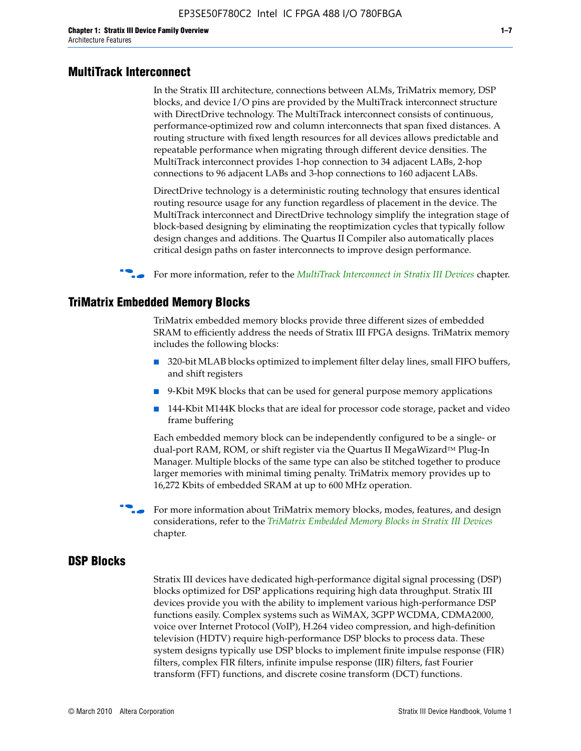## MultiTrack Interconnect

In the Stratix III architecture, connections between ALMs, TriMatrix memory, DSP blocks, and device I/O pins are provided by the MultiTrack interconnect structure with DirectDrive technology. The MultiTrack interconnect consists of continuous, performance-optimized row and column interconnects that span fixed distances. A routing structure with fixed length resources for all devices allows predictable and repeatable performance when migrating through different device densities. The MultiTrack interconnect provides 1-hop connection to 34 adjacent LABs, 2-hop connections to 96 adjacent LABs and 3-hop connections to 160 adjacent LABs.

DirectDrive technology is a deterministic routing technology that ensures identical routing resource usage for any function regardless of placement in the device. The MultiTrack interconnect and DirectDrive technology simplify the integration stage of block-based designing by eliminating the reoptimization cycles that typically follow design changes and additions. The Quartus II Compiler also automatically places critical design paths on faster interconnects to improve design performance.

For more information, refer to the *MultiTrack Interconnect in Stratix III Devices* chapter.

## TriMatrix Embedded Memory Blocks

TriMatrix embedded memory blocks provide three different sizes of embedded SRAM to efficiently address the needs of Stratix III FPGA designs. TriMatrix memory includes the following blocks:

- 320-bit MLAB blocks optimized to implement filter delay lines, small FIFO buffers, and shift registers
- 9-Kbit M9K blocks that can be used for general purpose memory applications
- 144-Kbit M144K blocks that are ideal for processor code storage, packet and video frame buffering

Each embedded memory block can be independently configured to be a single- or dual-port RAM, ROM, or shift register via the Quartus II MegaWizard™ Plug-In Manager. Multiple blocks of the same type can also be stitched together to produce larger memories with minimal timing penalty. TriMatrix memory provides up to 16,272 Kbits of embedded SRAM at up to 600 MHz operation.

For more information about TriMatrix memory blocks, modes, features, and design considerations, refer to the *TriMatrix Embedded Memory Blocks in Stratix III Devices* chapter.

## DSP Blocks

Stratix III devices have dedicated high-performance digital signal processing (DSP) blocks optimized for DSP applications requiring high data throughput. Stratix III devices provide you with the ability to implement various high-performance DSP functions easily. Complex systems such as WiMAX, 3GPP WCDMA, CDMA2000, voice over Internet Protocol (VoIP), H.264 video compression, and high-definition television (HDTV) require high-performance DSP blocks to process data. These system designs typically use DSP blocks to implement finite impulse response (FIR) filters, complex FIR filters, infinite impulse response (IIR) filters, fast Fourier transform (FFT) functions, and discrete cosine transform (DCT) functions.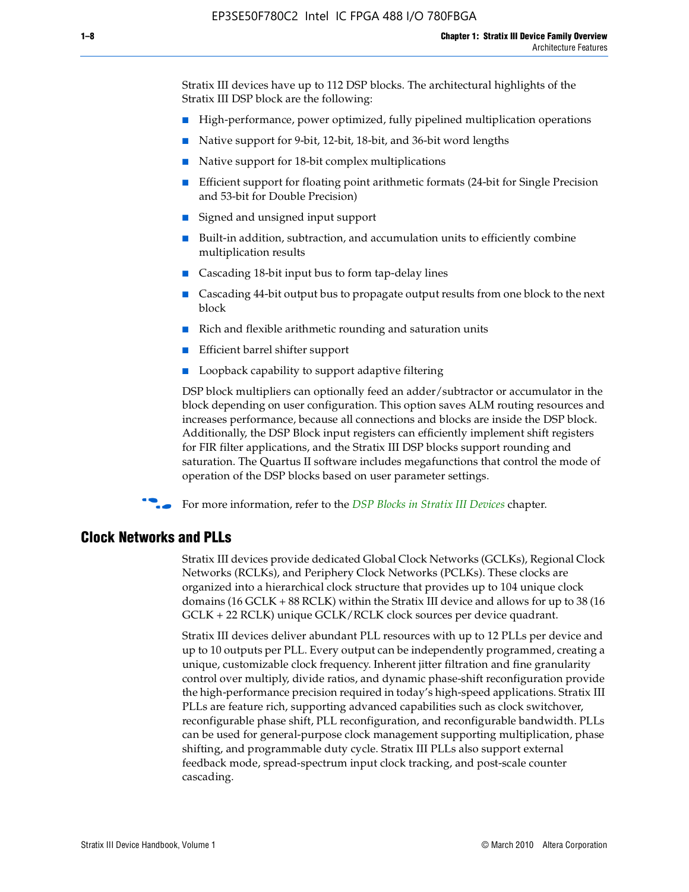Stratix III devices have up to 112 DSP blocks. The architectural highlights of the Stratix III DSP block are the following:

- High-performance, power optimized, fully pipelined multiplication operations
- Native support for 9-bit, 12-bit, 18-bit, and 36-bit word lengths
- Native support for 18-bit complex multiplications
- Efficient support for floating point arithmetic formats (24-bit for Single Precision and 53-bit for Double Precision)
- Signed and unsigned input support
- Built-in addition, subtraction, and accumulation units to efficiently combine multiplication results
- Cascading 18-bit input bus to form tap-delay lines
- Cascading 44-bit output bus to propagate output results from one block to the next block
- Rich and flexible arithmetic rounding and saturation units
- Efficient barrel shifter support
- Loopback capability to support adaptive filtering

DSP block multipliers can optionally feed an adder/subtractor or accumulator in the block depending on user configuration. This option saves ALM routing resources and increases performance, because all connections and blocks are inside the DSP block. Additionally, the DSP Block input registers can efficiently implement shift registers for FIR filter applications, and the Stratix III DSP blocks support rounding and saturation. The Quartus II software includes megafunctions that control the mode of operation of the DSP blocks based on user parameter settings.

For more information, refer to the *DSP Blocks in Stratix III Devices* chapter.

## Clock Networks and PLLs

Stratix III devices provide dedicated Global Clock Networks (GCLKs), Regional Clock Networks (RCLKs), and Periphery Clock Networks (PCLKs). These clocks are organized into a hierarchical clock structure that provides up to 104 unique clock domains (16 GCLK + 88 RCLK) within the Stratix III device and allows for up to 38 (16 GCLK + 22 RCLK) unique GCLK/RCLK clock sources per device quadrant.

Stratix III devices deliver abundant PLL resources with up to 12 PLLs per device and up to 10 outputs per PLL. Every output can be independently programmed, creating a unique, customizable clock frequency. Inherent jitter filtration and fine granularity control over multiply, divide ratios, and dynamic phase-shift reconfiguration provide the high-performance precision required in today's high-speed applications. Stratix III PLLs are feature rich, supporting advanced capabilities such as clock switchover, reconfigurable phase shift, PLL reconfiguration, and reconfigurable bandwidth. PLLs can be used for general-purpose clock management supporting multiplication, phase shifting, and programmable duty cycle. Stratix III PLLs also support external feedback mode, spread-spectrum input clock tracking, and post-scale counter cascading.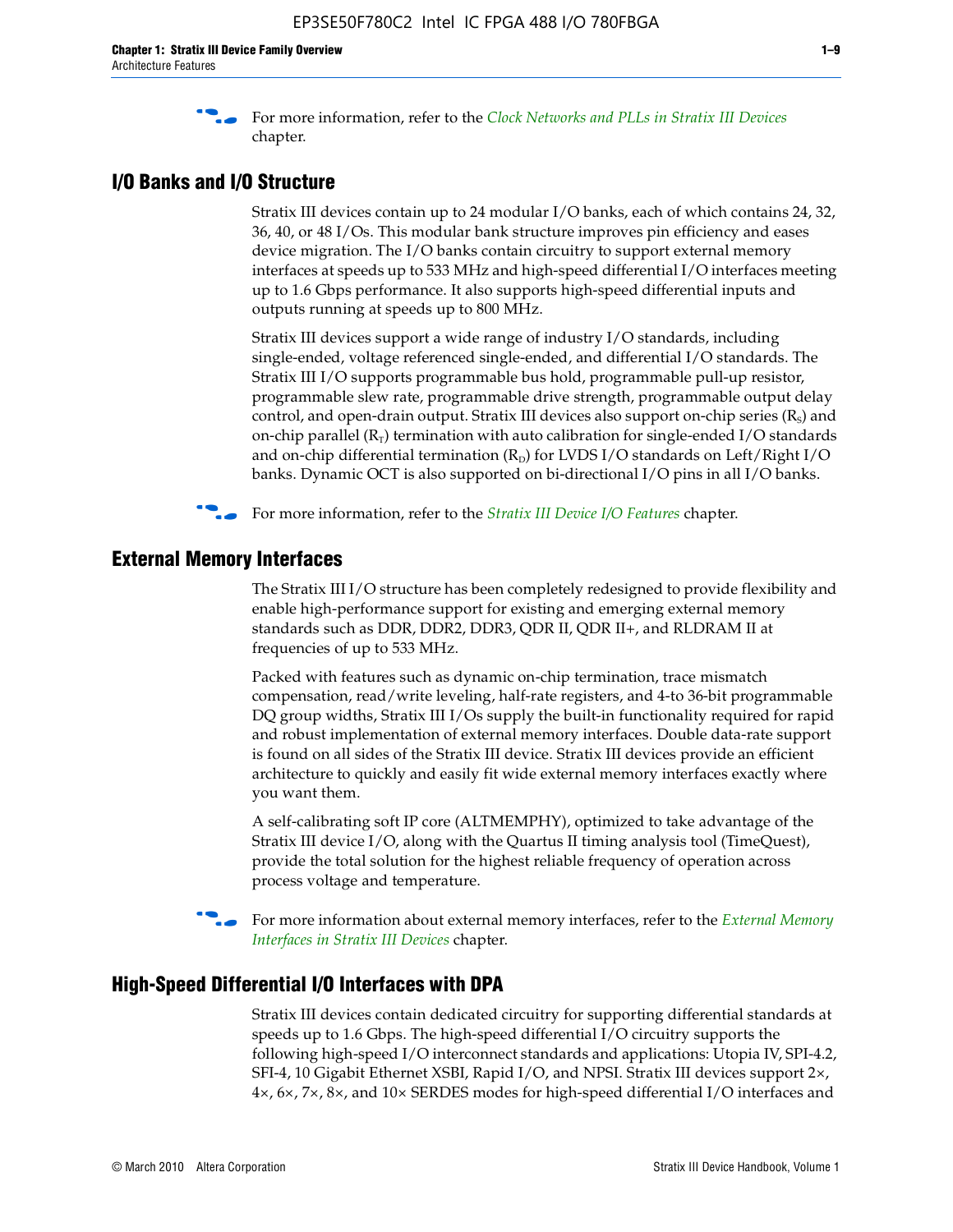For more information, refer to the *Clock Networks and PLLs in Stratix III Devices* chapter.

## I/O Banks and I/O Structure

Stratix III devices contain up to 24 modular I/O banks, each of which contains 24, 32, 36, 40, or 48 I/Os. This modular bank structure improves pin efficiency and eases device migration. The I/O banks contain circuitry to support external memory interfaces at speeds up to 533 MHz and high-speed differential I/O interfaces meeting up to 1.6 Gbps performance. It also supports high-speed differential inputs and outputs running at speeds up to 800 MHz.

Stratix III devices support a wide range of industry I/O standards, including single-ended, voltage referenced single-ended, and differential I/O standards. The Stratix III I/O supports programmable bus hold, programmable pull-up resistor, programmable slew rate, programmable drive strength, programmable output delay control, and open-drain output. Stratix III devices also support on-chip series ($R_S$) and on-chip parallel ($R_T$) termination with auto calibration for single-ended I/O standards and on-chip differential termination ($R_D$) for LVDS I/O standards on Left/Right I/O banks. Dynamic OCT is also supported on bi-directional I/O pins in all I/O banks.

For more information, refer to the *Stratix III Device I/O Features* chapter.

## External Memory Interfaces

The Stratix III I/O structure has been completely redesigned to provide flexibility and enable high-performance support for existing and emerging external memory standards such as DDR, DDR2, DDR3, QDR II, QDR II+, and RLDRAM II at frequencies of up to 533 MHz.

Packed with features such as dynamic on-chip termination, trace mismatch compensation, read/write leveling, half-rate registers, and 4-to 36-bit programmable DQ group widths, Stratix III I/Os supply the built-in functionality required for rapid and robust implementation of external memory interfaces. Double data-rate support is found on all sides of the Stratix III device. Stratix III devices provide an efficient architecture to quickly and easily fit wide external memory interfaces exactly where you want them.

A self-calibrating soft IP core (ALTMEMPHY), optimized to take advantage of the Stratix III device I/O, along with the Quartus II timing analysis tool (TimeQuest), provide the total solution for the highest reliable frequency of operation across process voltage and temperature.

For more information about external memory interfaces, refer to the *External Memory Interfaces in Stratix III Devices* chapter.

## High-Speed Differential I/O Interfaces with DPA

Stratix III devices contain dedicated circuitry for supporting differential standards at speeds up to 1.6 Gbps. The high-speed differential I/O circuitry supports the following high-speed I/O interconnect standards and applications: Utopia IV, SPI-4.2, SFI-4, 10 Gigabit Ethernet XSBI, Rapid I/O, and NPSI. Stratix III devices support 2×, 4×, 6×, 7×, 8×, and 10× SERDES modes for high-speed differential I/O interfaces and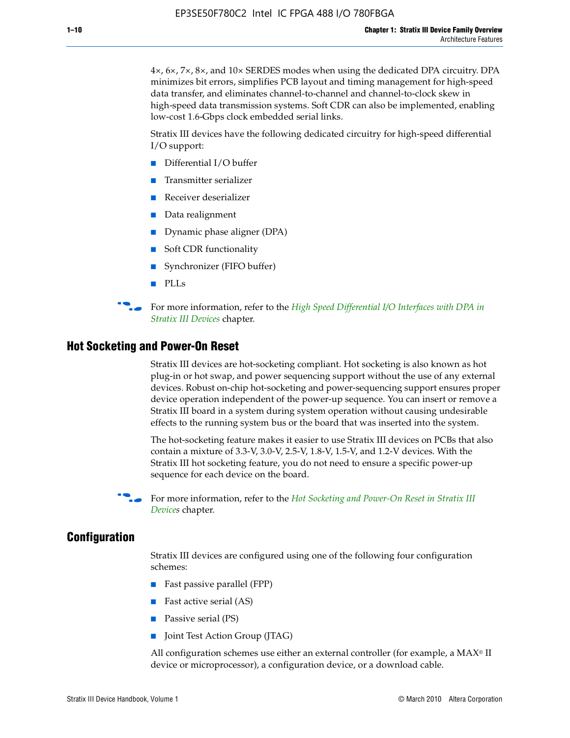4×, 6×, 7×, 8×, and 10× SERDES modes when using the dedicated DPA circuitry. DPA minimizes bit errors, simplifies PCB layout and timing management for high-speed data transfer, and eliminates channel-to-channel and channel-to-clock skew in high-speed data transmission systems. Soft CDR can also be implemented, enabling low-cost 1.6-Gbps clock embedded serial links.

Stratix III devices have the following dedicated circuitry for high-speed differential I/O support:

- Differential I/O buffer
- Transmitter serializer
- Receiver deserializer
- Data realignment
- Dynamic phase aligner (DPA)
- Soft CDR functionality
- Synchronizer (FIFO buffer)
- PLLs

For more information, refer to the *High Speed Differential I/O Interfaces with DPA in Stratix III Devices* chapter.

## Hot Socketing and Power-On Reset

Stratix III devices are hot-socketing compliant. Hot socketing is also known as hot plug-in or hot swap, and power sequencing support without the use of any external devices. Robust on-chip hot-socketing and power-sequencing support ensures proper device operation independent of the power-up sequence. You can insert or remove a Stratix III board in a system during system operation without causing undesirable effects to the running system bus or the board that was inserted into the system.

The hot-socketing feature makes it easier to use Stratix III devices on PCBs that also contain a mixture of 3.3-V, 3.0-V, 2.5-V, 1.8-V, 1.5-V, and 1.2-V devices. With the Stratix III hot socketing feature, you do not need to ensure a specific power-up sequence for each device on the board.

For more information, refer to the *Hot Socketing and Power-On Reset in Stratix III Devices* chapter.

## Configuration

Stratix III devices are configured using one of the following four configuration schemes:

- Fast passive parallel (FPP)
- Fast active serial (AS)
- Passive serial (PS)
- Joint Test Action Group (JTAG)

All configuration schemes use either an external controller (for example, a MAX® II device or microprocessor), a configuration device, or a download cable.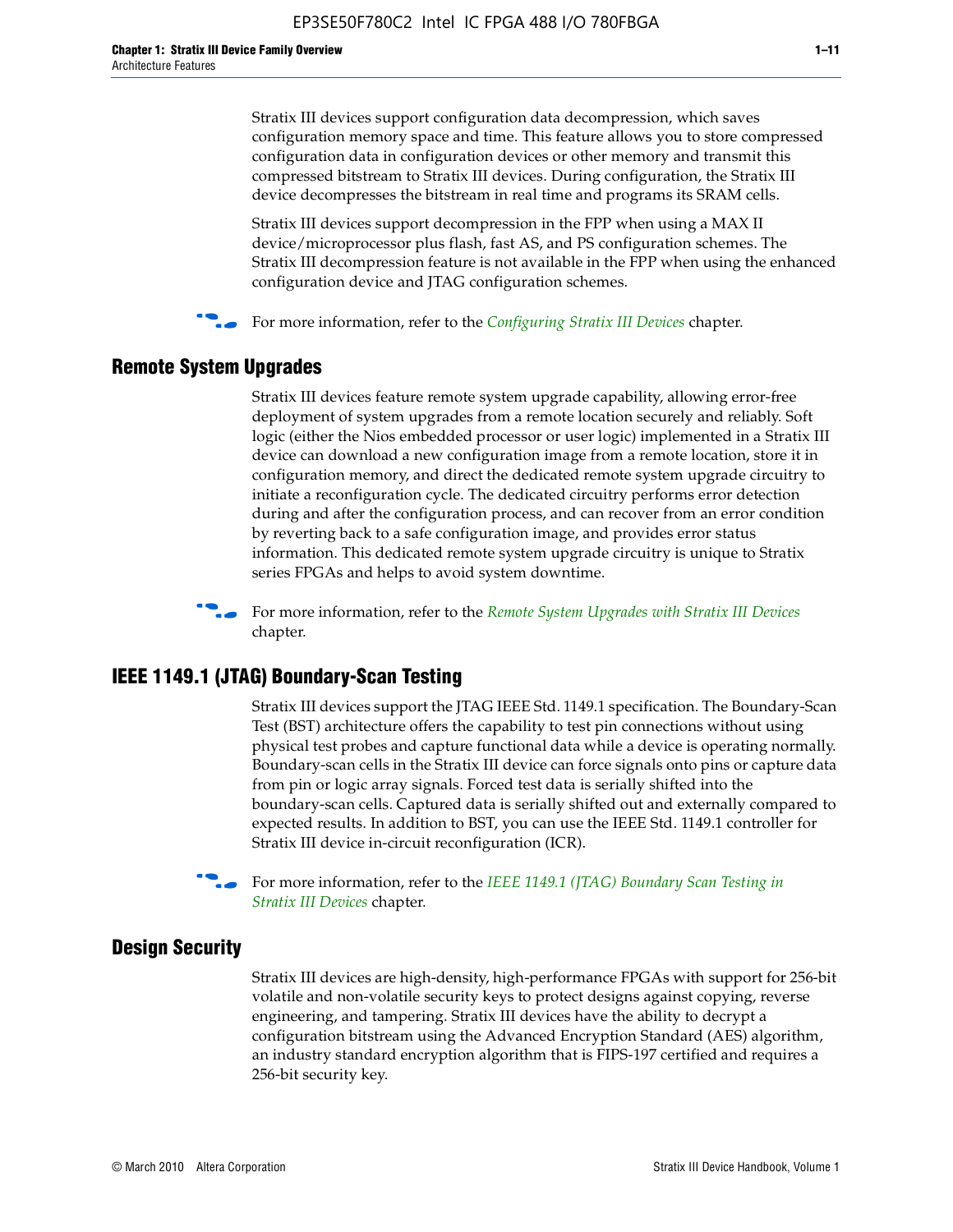Stratix III devices support configuration data decompression, which saves configuration memory space and time. This feature allows you to store compressed configuration data in configuration devices or other memory and transmit this compressed bitstream to Stratix III devices. During configuration, the Stratix III device decompresses the bitstream in real time and programs its SRAM cells.

Stratix III devices support decompression in the FPP when using a MAX II device/microprocessor plus flash, fast AS, and PS configuration schemes. The Stratix III decompression feature is not available in the FPP when using the enhanced configuration device and JTAG configuration schemes.

For more information, refer to the *Configuring Stratix III Devices* chapter.

## Remote System Upgrades

Stratix III devices feature remote system upgrade capability, allowing error-free deployment of system upgrades from a remote location securely and reliably. Soft logic (either the Nios embedded processor or user logic) implemented in a Stratix III device can download a new configuration image from a remote location, store it in configuration memory, and direct the dedicated remote system upgrade circuitry to initiate a reconfiguration cycle. The dedicated circuitry performs error detection during and after the configuration process, and can recover from an error condition by reverting back to a safe configuration image, and provides error status information. This dedicated remote system upgrade circuitry is unique to Stratix series FPGAs and helps to avoid system downtime.

For more information, refer to the *Remote System Upgrades with Stratix III Devices* chapter.

## IEEE 1149.1 (JTAG) Boundary-Scan Testing

Stratix III devices support the JTAG IEEE Std. 1149.1 specification. The Boundary-Scan Test (BST) architecture offers the capability to test pin connections without using physical test probes and capture functional data while a device is operating normally. Boundary-scan cells in the Stratix III device can force signals onto pins or capture data from pin or logic array signals. Forced test data is serially shifted into the boundary-scan cells. Captured data is serially shifted out and externally compared to expected results. In addition to BST, you can use the IEEE Std. 1149.1 controller for Stratix III device in-circuit reconfiguration (ICR).

For more information, refer to the *IEEE 1149.1 (JTAG) Boundary Scan Testing in Stratix III Devices* chapter.

## Design Security

Stratix III devices are high-density, high-performance FPGAs with support for 256-bit volatile and non-volatile security keys to protect designs against copying, reverse engineering, and tampering. Stratix III devices have the ability to decrypt a configuration bitstream using the Advanced Encryption Standard (AES) algorithm, an industry standard encryption algorithm that is FIPS-197 certified and requires a 256-bit security key.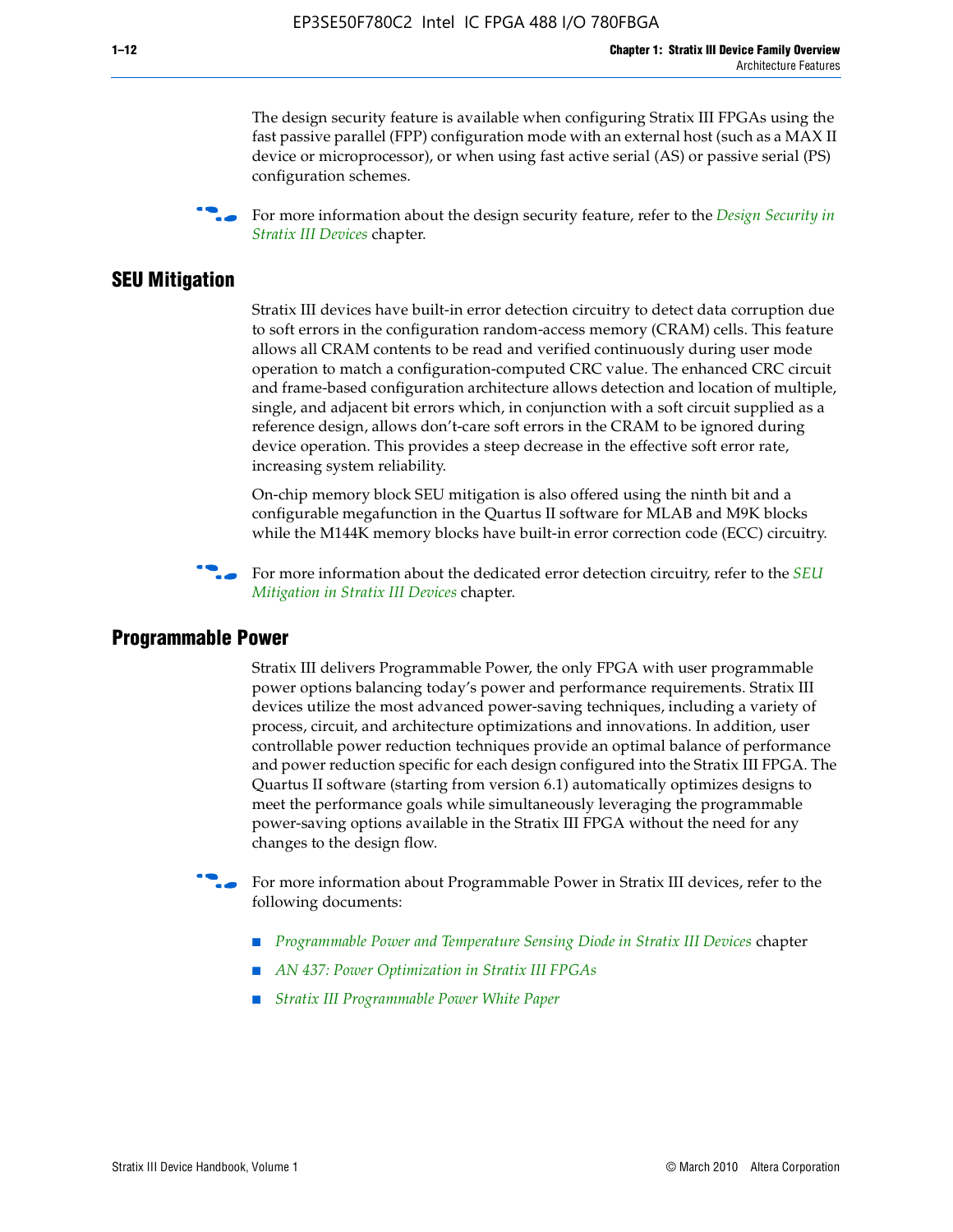The design security feature is available when configuring Stratix III FPGAs using the fast passive parallel (FPP) configuration mode with an external host (such as a MAX II device or microprocessor), or when using fast active serial (AS) or passive serial (PS) configuration schemes.

For more information about the design security feature, refer to the *Design Security in Stratix III Devices* chapter.

## SEU Mitigation

Stratix III devices have built-in error detection circuitry to detect data corruption due to soft errors in the configuration random-access memory (CRAM) cells. This feature allows all CRAM contents to be read and verified continuously during user mode operation to match a configuration-computed CRC value. The enhanced CRC circuit and frame-based configuration architecture allows detection and location of multiple, single, and adjacent bit errors which, in conjunction with a soft circuit supplied as a reference design, allows don't-care soft errors in the CRAM to be ignored during device operation. This provides a steep decrease in the effective soft error rate, increasing system reliability.

On-chip memory block SEU mitigation is also offered using the ninth bit and a configurable megafunction in the Quartus II software for MLAB and M9K blocks while the M144K memory blocks have built-in error correction code (ECC) circuitry.

For more information about the dedicated error detection circuitry, refer to the *SEU Mitigation in Stratix III Devices* chapter.

## Programmable Power

Stratix III delivers Programmable Power, the only FPGA with user programmable power options balancing today's power and performance requirements. Stratix III devices utilize the most advanced power-saving techniques, including a variety of process, circuit, and architecture optimizations and innovations. In addition, user controllable power reduction techniques provide an optimal balance of performance and power reduction specific for each design configured into the Stratix III FPGA. The Quartus II software (starting from version 6.1) automatically optimizes designs to meet the performance goals while simultaneously leveraging the programmable power-saving options available in the Stratix III FPGA without the need for any changes to the design flow.

For more information about Programmable Power in Stratix III devices, refer to the following documents:

- *Programmable Power and Temperature Sensing Diode in Stratix III Devices* chapter
- *AN 437: Power Optimization in Stratix III FPGAs*
- *Stratix III Programmable Power White Paper*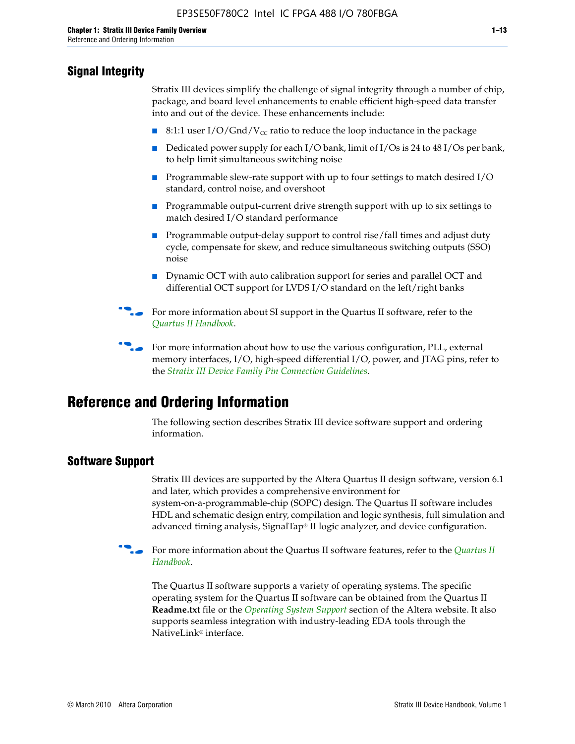## Signal Integrity

Stratix III devices simplify the challenge of signal integrity through a number of chip, package, and board level enhancements to enable efficient high-speed data transfer into and out of the device. These enhancements include:

- 8:1:1 user I/O/Gnd/$V_{CC}$ ratio to reduce the loop inductance in the package
- Dedicated power supply for each I/O bank, limit of I/Os is 24 to 48 I/Os per bank, to help limit simultaneous switching noise
- Programmable slew-rate support with up to four settings to match desired I/O standard, control noise, and overshoot
- Programmable output-current drive strength support with up to six settings to match desired I/O standard performance
- Programmable output-delay support to control rise/fall times and adjust duty cycle, compensate for skew, and reduce simultaneous switching outputs (SSO) noise
- Dynamic OCT with auto calibration support for series and parallel OCT and differential OCT support for LVDS I/O standard on the left/right banks

For more information about SI support in the Quartus II software, refer to the *Quartus II Handbook*.

For more information about how to use the various configuration, PLL, external memory interfaces, I/O, high-speed differential I/O, power, and JTAG pins, refer to the *Stratix III Device Family Pin Connection Guidelines*.

# Reference and Ordering Information

The following section describes Stratix III device software support and ordering information.

## Software Support

Stratix III devices are supported by the Altera Quartus II design software, version 6.1 and later, which provides a comprehensive environment for system-on-a-programmable-chip (SOPC) design. The Quartus II software includes HDL and schematic design entry, compilation and logic synthesis, full simulation and advanced timing analysis, SignalTap® II logic analyzer, and device configuration.

For more information about the Quartus II software features, refer to the *Quartus II Handbook*.

The Quartus II software supports a variety of operating systems. The specific operating system for the Quartus II software can be obtained from the Quartus II **Readme.txt** file or the *Operating System Support* section of the Altera website. It also supports seamless integration with industry-leading EDA tools through the NativeLink® interface.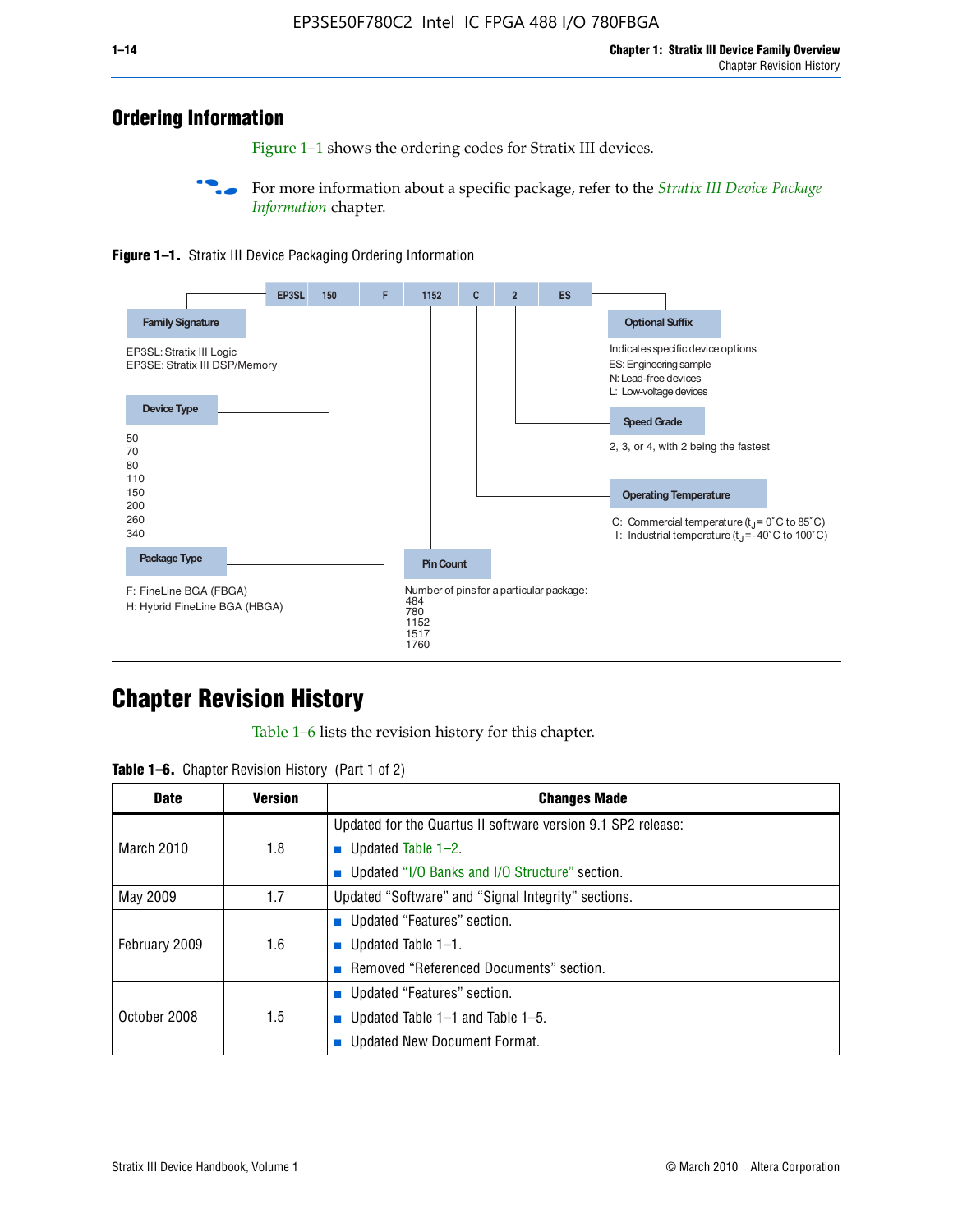EP3SE50F780C2 Intel IC FPGA 488 I/O 780FBGA

## Ordering Information

Figure 1–1 shows the ordering codes for Stratix III devices.

For more information about a specific package, refer to the *Stratix III Device Package Information* chapter.

**Figure 1–1.** Stratix III Device Packaging Ordering Information

EP3SL | 150 | F | 1152 | C | 2 | ES

**Family Signature**

EP3SL: Stratix III Logic
EP3SE: Stratix III DSP/Memory

**Device Type**

50
70
80
110
150
200
260
340

**Package Type**

F: FineLine BGA (FBGA)
H: Hybrid FineLine BGA (HBGA)

**Pin Count**

Number of pins for a particular package:
484
780
1152
1517
1760

**Optional Suffix**

Indicates specific device options
ES: Engineering sample
N: Lead-free devices
L: Low-voltage devices

**Speed Grade**

2, 3, or 4, with 2 being the fastest

**Operating Temperature**

C: Commercial temperature ($t_J$ = 0˚C to 85˚C)
I: Industrial temperature ($t_J$ = -40˚C to 100˚C)

## Chapter Revision History

Table 1–6 lists the revision history for this chapter.

**Table 1–6.** Chapter Revision History (Part 1 of 2)

| Date | Version | Changes Made |
|---|---|---|
| March 2010 | 1.8 | Updated for the Quartus II software version 9.1 SP2 release:<br>■ Updated Table 1–2.<br>■ Updated "I/O Banks and I/O Structure" section. |
| May 2009 | 1.7 | Updated "Software" and "Signal Integrity" sections. |
| February 2009 | 1.6 | ■ Updated "Features" section.<br>■ Updated Table 1–1.<br>■ Removed "Referenced Documents" section. |
| October 2008 | 1.5 | ■ Updated "Features" section.<br>■ Updated Table 1–1 and Table 1–5.<br>■ Updated New Document Format. |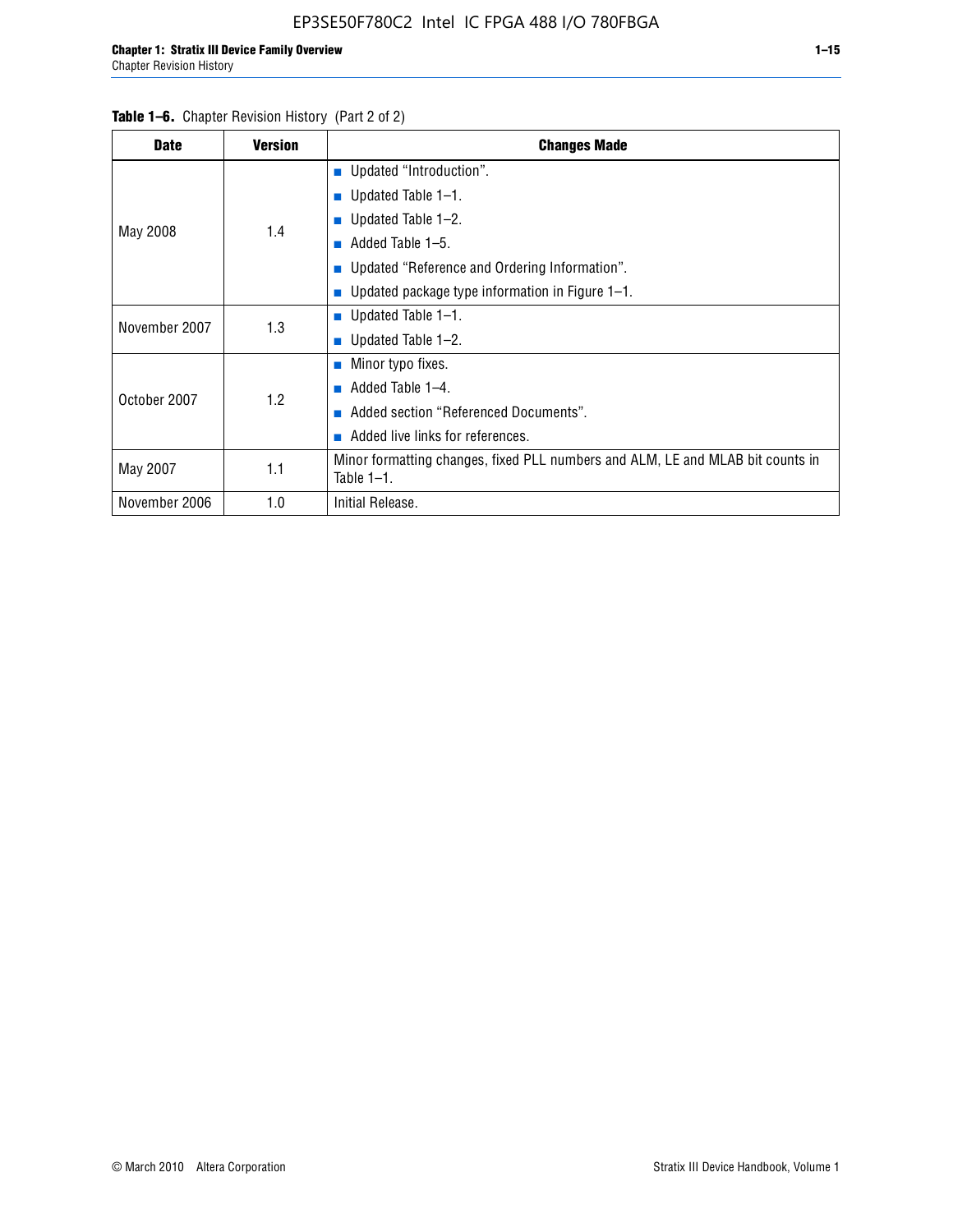**Table 1–6.** Chapter Revision History (Part 2 of 2)

| Date | Version | Changes Made |
|---|---|---|
| May 2008 | 1.4 | ■ Updated “Introduction”.<br>■ Updated Table 1–1.<br>■ Updated Table 1–2.<br>■ Added Table 1–5.<br>■ Updated “Reference and Ordering Information”.<br>■ Updated package type information in Figure 1–1. |
| November 2007 | 1.3 | ■ Updated Table 1–1.<br>■ Updated Table 1–2. |
| October 2007 | 1.2 | ■ Minor typo fixes.<br>■ Added Table 1–4.<br>■ Added section “Referenced Documents”.<br>■ Added live links for references. |
| May 2007 | 1.1 | Minor formatting changes, fixed PLL numbers and ALM, LE and MLAB bit counts in Table 1–1. |
| November 2006 | 1.0 | Initial Release. |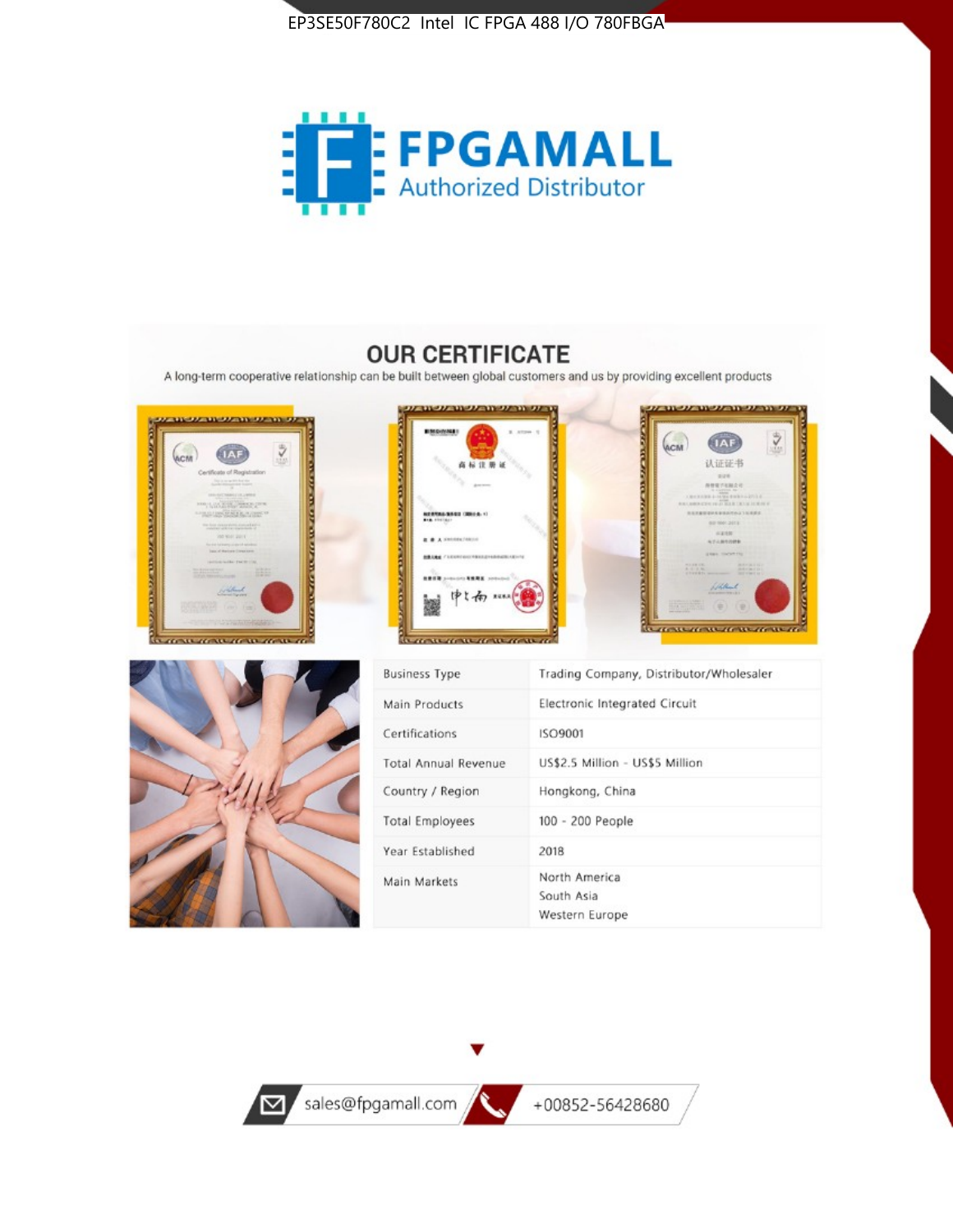FPGAMALL
Authorized Distributor

## OUR CERTIFICATE

A long-term cooperative relationship can be built between global customers and us by providing excellent products

| | |
|---|---|
| Business Type | Trading Company, Distributor/Wholesaler |
| Main Products | Electronic Integrated Circuit |
| Certifications | ISO9001 |
| Total Annual Revenue | US$2.5 Million - US$5 Million |
| Country / Region | Hongkong, China |
| Total Employees | 100 - 200 People |
| Year Established | 2018 |
| Main Markets | North America<br>South Asia<br>Western Europe |

sales@fpgamall.com

+00852-56428680